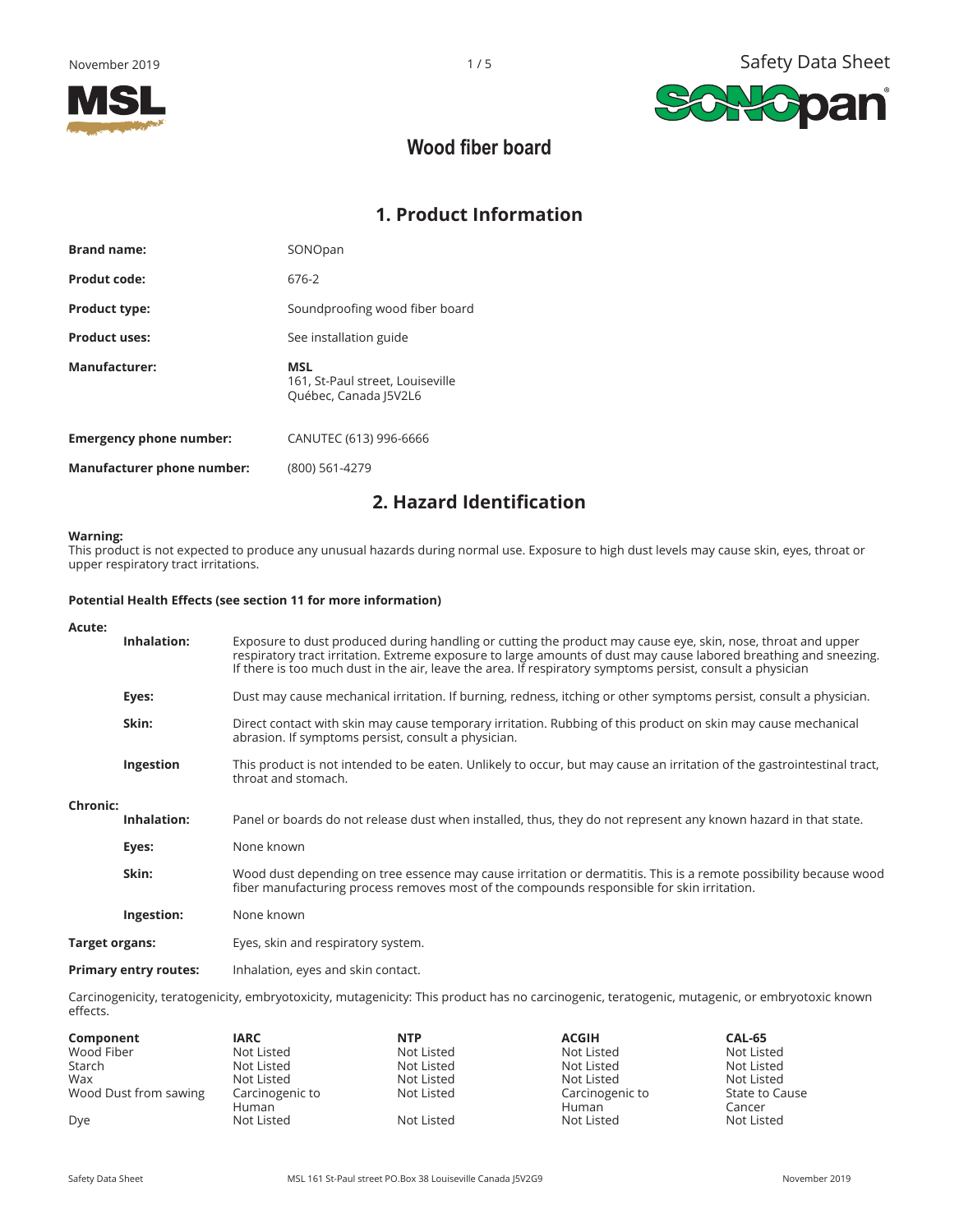Safety Data Sheet

# Wood fiber board

## 1. Product Information

| | |
|---|---|
| **Brand name:** | SONOpan |
| **Produt code:** | 676-2 |
| **Product type:** | Soundproofing wood fiber board |
| **Product uses:** | See installation guide |
| **Manufacturer:** | **MSL**<br>161, St-Paul street, Louiseville<br>Québec, Canada J5V2L6 |
| **Emergency phone number:** | CANUTEC (613) 996-6666 |
| **Manufacturer phone number:** | (800) 561-4279 |

## 2. Hazard Identification

**Warning:**
This product is not expected to produce any unusual hazards during normal use. Exposure to high dust levels may cause skin, eyes, throat or upper respiratory tract irritations.

**Potential Health Effects (see section 11 for more information)**

**Acute:**

**Inhalation:** Exposure to dust produced during handling or cutting the product may cause eye, skin, nose, throat and upper respiratory tract irritation. Extreme exposure to large amounts of dust may cause labored breathing and sneezing. If there is too much dust in the air, leave the area. If respiratory symptoms persist, consult a physician

**Eyes:** Dust may cause mechanical irritation. If burning, redness, itching or other symptoms persist, consult a physician.

**Skin:** Direct contact with skin may cause temporary irritation. Rubbing of this product on skin may cause mechanical abrasion. If symptoms persist, consult a physician.

**Ingestion** This product is not intended to be eaten. Unlikely to occur, but may cause an irritation of the gastrointestinal tract, throat and stomach.

**Chronic:**

**Inhalation:** Panel or boards do not release dust when installed, thus, they do not represent any known hazard in that state.

**Eyes:** None known

**Skin:** Wood dust depending on tree essence may cause irritation or dermatitis. This is a remote possibility because wood fiber manufacturing process removes most of the compounds responsible for skin irritation.

**Ingestion:** None known

**Target organs:** Eyes, skin and respiratory system.

**Primary entry routes:** Inhalation, eyes and skin contact.

Carcinogenicity, teratogenicity, embryotoxicity, mutagenicity: This product has no carcinogenic, teratogenic, mutagenic, or embryotoxic known effects.

| Component | IARC | NTP | ACGIH | CAL-65 |
|---|---|---|---|---|
| Wood Fiber | Not Listed | Not Listed | Not Listed | Not Listed |
| Starch | Not Listed | Not Listed | Not Listed | Not Listed |
| Wax | Not Listed | Not Listed | Not Listed | Not Listed |
| Wood Dust from sawing | Carcinogenic to Human | Not Listed | Carcinogenic to Human | State to Cause Cancer |
| Dye | Not Listed | Not Listed | Not Listed | Not Listed |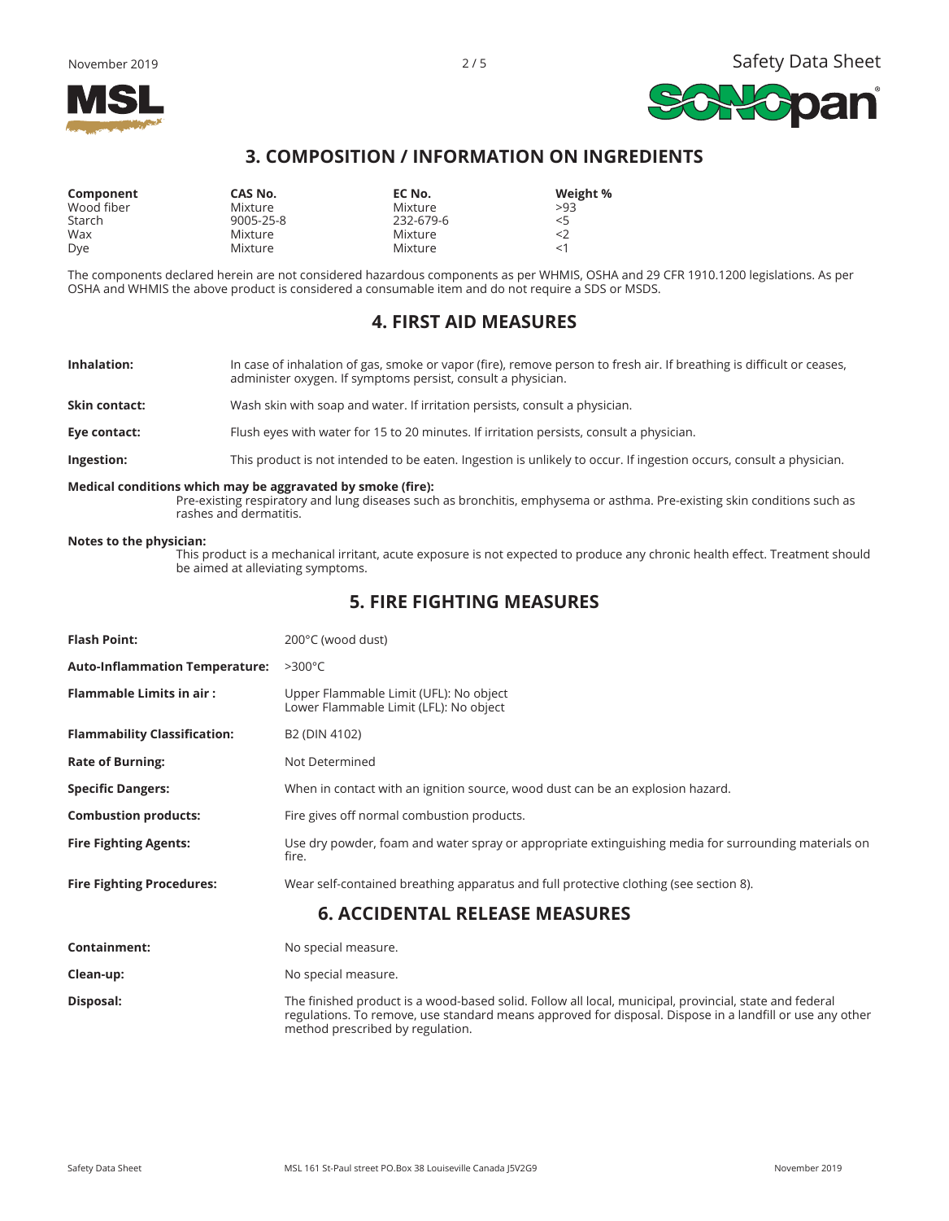## 3. COMPOSITION / INFORMATION ON INGREDIENTS

| Component | CAS No. | EC No. | Weight % |
|---|---|---|---|
| Wood fiber | Mixture | Mixture | >93 |
| Starch | 9005-25-8 | 232-679-6 | <5 |
| Wax | Mixture | Mixture | <2 |
| Dye | Mixture | Mixture | <1 |

The components declared herein are not considered hazardous components as per WHMIS, OSHA and 29 CFR 1910.1200 legislations. As per OSHA and WHMIS the above product is considered a consumable item and do not require a SDS or MSDS.

## 4. FIRST AID MEASURES

**Inhalation:** In case of inhalation of gas, smoke or vapor (fire), remove person to fresh air. If breathing is difficult or ceases, administer oxygen. If symptoms persist, consult a physician.

**Skin contact:** Wash skin with soap and water. If irritation persists, consult a physician.

**Eye contact:** Flush eyes with water for 15 to 20 minutes. If irritation persists, consult a physician.

**Ingestion:** This product is not intended to be eaten. Ingestion is unlikely to occur. If ingestion occurs, consult a physician.

**Medical conditions which may be aggravated by smoke (fire):**
Pre-existing respiratory and lung diseases such as bronchitis, emphysema or asthma. Pre-existing skin conditions such as rashes and dermatitis.

**Notes to the physician:**
This product is a mechanical irritant, acute exposure is not expected to produce any chronic health effect. Treatment should be aimed at alleviating symptoms.

## 5. FIRE FIGHTING MEASURES

**Flash Point:** 200°C (wood dust)

**Auto-Inflammation Temperature:** >300°C

**Flammable Limits in air :** Upper Flammable Limit (UFL): No object
Lower Flammable Limit (LFL): No object

**Flammability Classification:** B2 (DIN 4102)

**Rate of Burning:** Not Determined

**Specific Dangers:** When in contact with an ignition source, wood dust can be an explosion hazard.

**Combustion products:** Fire gives off normal combustion products.

**Fire Fighting Agents:** Use dry powder, foam and water spray or appropriate extinguishing media for surrounding materials on fire.

**Fire Fighting Procedures:** Wear self-contained breathing apparatus and full protective clothing (see section 8).

## 6. ACCIDENTAL RELEASE MEASURES

**Containment:** No special measure.

**Clean-up:** No special measure.

**Disposal:** The finished product is a wood-based solid. Follow all local, municipal, provincial, state and federal regulations. To remove, use standard means approved for disposal. Dispose in a landfill or use any other method prescribed by regulation.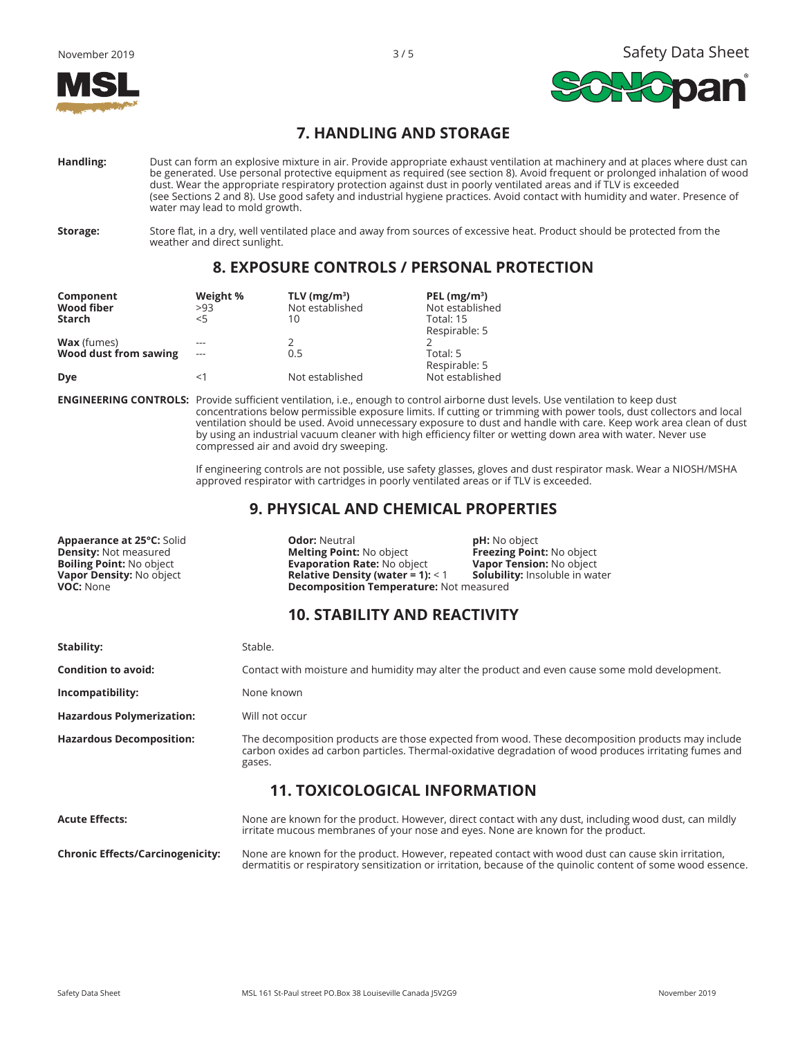## 7. HANDLING AND STORAGE

**Handling:** Dust can form an explosive mixture in air. Provide appropriate exhaust ventilation at machinery and at places where dust can be generated. Use personal protective equipment as required (see section 8). Avoid frequent or prolonged inhalation of wood dust. Wear the appropriate respiratory protection against dust in poorly ventilated areas and if TLV is exceeded (see Sections 2 and 8). Use good safety and industrial hygiene practices. Avoid contact with humidity and water. Presence of water may lead to mold growth.

**Storage:** Store flat, in a dry, well ventilated place and away from sources of excessive heat. Product should be protected from the weather and direct sunlight.

## 8. EXPOSURE CONTROLS / PERSONAL PROTECTION

| Component | Weight % | TLV (mg/m³) | PEL (mg/m³) |
|---|---|---|---|
| **Wood fiber** | >93 | Not established | Not established |
| **Starch** | <5 | 10 | Total: 15<br>Respirable: 5 |
| **Wax** (fumes) | --- | 2 | 2 |
| **Wood dust from sawing** | --- | 0.5 | Total: 5<br>Respirable: 5 |
| **Dye** | <1 | Not established | Not established |

**ENGINEERING CONTROLS:** Provide sufficient ventilation, i.e., enough to control airborne dust levels. Use ventilation to keep dust concentrations below permissible exposure limits. If cutting or trimming with power tools, dust collectors and local ventilation should be used. Avoid unnecessary exposure to dust and handle with care. Keep work area clean of dust by using an industrial vacuum cleaner with high efficiency filter or wetting down area with water. Never use compressed air and avoid dry sweeping.

If engineering controls are not possible, use safety glasses, gloves and dust respirator mask. Wear a NIOSH/MSHA approved respirator with cartridges in poorly ventilated areas or if TLV is exceeded.

## 9. PHYSICAL AND CHEMICAL PROPERTIES

**Appearance at 25°C:** Solid
**Density:** Not measured
**Boiling Point:** No object
**Vapor Density:** No object
**VOC:** None

**Odor:** Neutral
**Melting Point:** No object
**Evaporation Rate:** No object
**Relative Density (water = 1):** < 1
**Decomposition Temperature:** Not measured

**pH:** No object
**Freezing Point:** No object
**Vapor Tension:** No object
**Solubility:** Insoluble in water

## 10. STABILITY AND REACTIVITY

**Stability:** Stable.

**Condition to avoid:** Contact with moisture and humidity may alter the product and even cause some mold development.

**Incompatibility:** None known

**Hazardous Polymerization:** Will not occur

**Hazardous Decomposition:** The decomposition products are those expected from wood. These decomposition products may include carbon oxides ad carbon particles. Thermal-oxidative degradation of wood produces irritating fumes and gases.

## 11. TOXICOLOGICAL INFORMATION

**Acute Effects:** None are known for the product. However, direct contact with any dust, including wood dust, can mildly irritate mucous membranes of your nose and eyes. None are known for the product.

**Chronic Effects/Carcinogenicity:** None are known for the product. However, repeated contact with wood dust can cause skin irritation, dermatitis or respiratory sensitization or irritation, because of the quinolic content of some wood essence.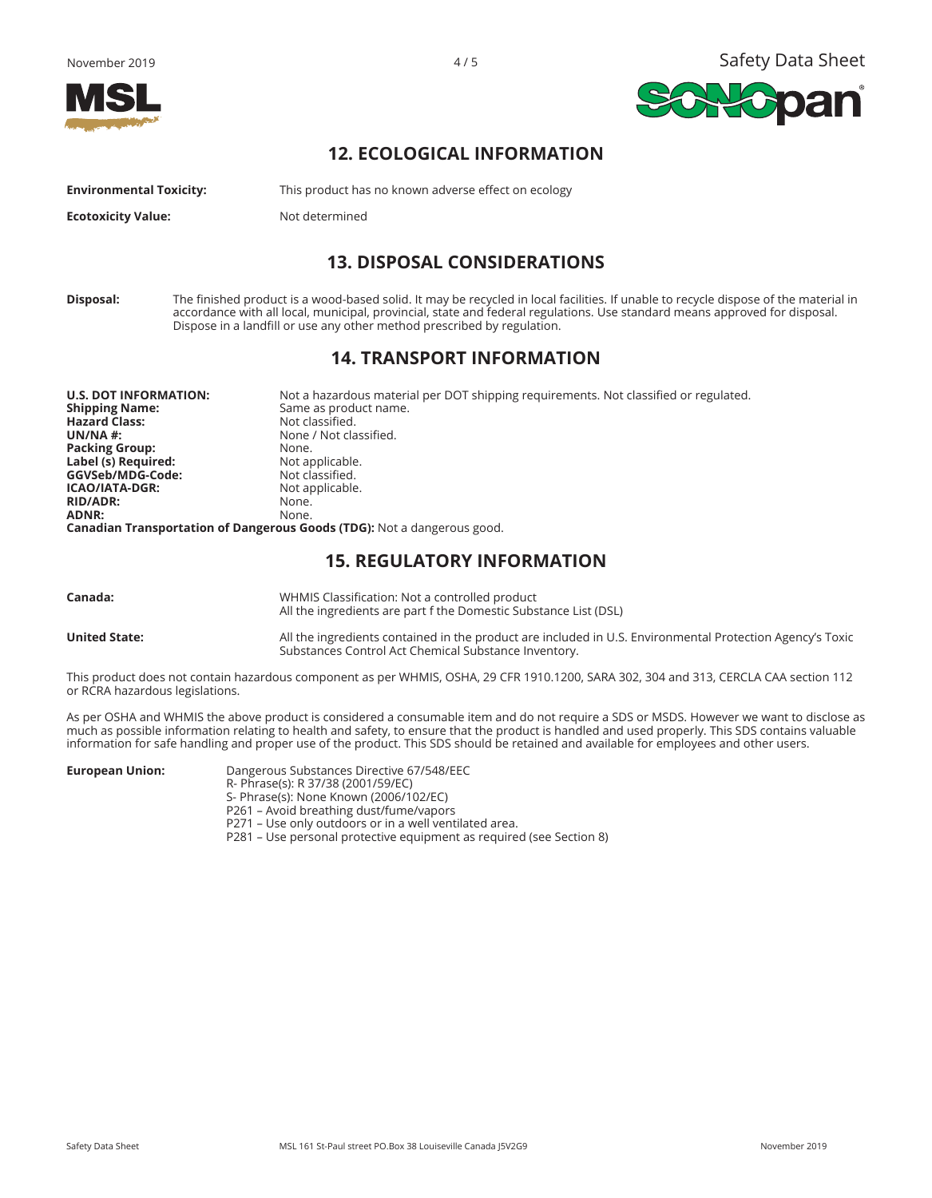## 12. ECOLOGICAL INFORMATION

**Environmental Toxicity:** This product has no known adverse effect on ecology

**Ecotoxicity Value:** Not determined

## 13. DISPOSAL CONSIDERATIONS

**Disposal:** The finished product is a wood-based solid. It may be recycled in local facilities. If unable to recycle dispose of the material in accordance with all local, municipal, provincial, state and federal regulations. Use standard means approved for disposal. Dispose in a landfill or use any other method prescribed by regulation.

## 14. TRANSPORT INFORMATION

**U.S. DOT INFORMATION:** Not a hazardous material per DOT shipping requirements. Not classified or regulated.
**Shipping Name:** Same as product name.
**Hazard Class:** Not classified.
**UN/NA #:** None / Not classified.
**Packing Group:** None.
**Label (s) Required:** Not applicable.
**GGVSeb/MDG-Code:** Not classified.
**ICAO/IATA-DGR:** Not applicable.
**RID/ADR:** None.
**ADNR:** None.
**Canadian Transportation of Dangerous Goods (TDG):** Not a dangerous good.

## 15. REGULATORY INFORMATION

**Canada:** WHMIS Classification: Not a controlled product
All the ingredients are part f the Domestic Substance List (DSL)

**United State:** All the ingredients contained in the product are included in U.S. Environmental Protection Agency's Toxic Substances Control Act Chemical Substance Inventory.

This product does not contain hazardous component as per WHMIS, OSHA, 29 CFR 1910.1200, SARA 302, 304 and 313, CERCLA CAA section 112 or RCRA hazardous legislations.

As per OSHA and WHMIS the above product is considered a consumable item and do not require a SDS or MSDS. However we want to disclose as much as possible information relating to health and safety, to ensure that the product is handled and used properly. This SDS contains valuable information for safe handling and proper use of the product. This SDS should be retained and available for employees and other users.

**European Union:** Dangerous Substances Directive 67/548/EEC
R- Phrase(s): R 37/38 (2001/59/EC)
S- Phrase(s): None Known (2006/102/EC)
P261 – Avoid breathing dust/fume/vapors
P271 – Use only outdoors or in a well ventilated area.
P281 – Use personal protective equipment as required (see Section 8)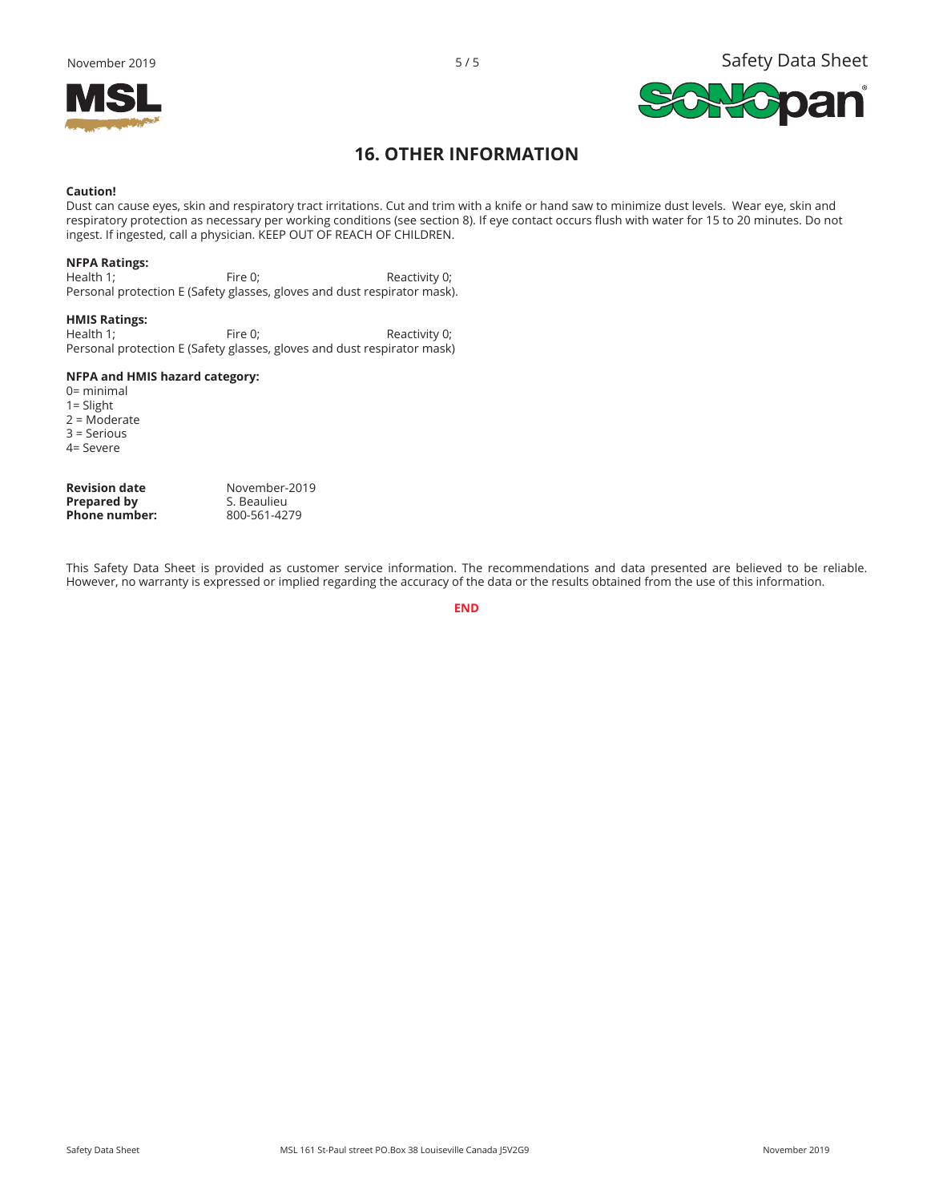## 16. OTHER INFORMATION

**Caution!**
Dust can cause eyes, skin and respiratory tract irritations. Cut and trim with a knife or hand saw to minimize dust levels. Wear eye, skin and respiratory protection as necessary per working conditions (see section 8). If eye contact occurs flush with water for 15 to 20 minutes. Do not ingest. If ingested, call a physician. KEEP OUT OF REACH OF CHILDREN.

**NFPA Ratings:**
Health 1; Fire 0; Reactivity 0;
Personal protection E (Safety glasses, gloves and dust respirator mask).

**HMIS Ratings:**
Health 1; Fire 0; Reactivity 0;
Personal protection E (Safety glasses, gloves and dust respirator mask)

**NFPA and HMIS hazard category:**
0= minimal
1= Slight
2 = Moderate
3 = Serious
4= Severe

| | |
|---|---|
| **Revision date** | November-2019 |
| **Prepared by** | S. Beaulieu |
| **Phone number:** | 800-561-4279 |

This Safety Data Sheet is provided as customer service information. The recommendations and data presented are believed to be reliable. However, no warranty is expressed or implied regarding the accuracy of the data or the results obtained from the use of this information.

**END**